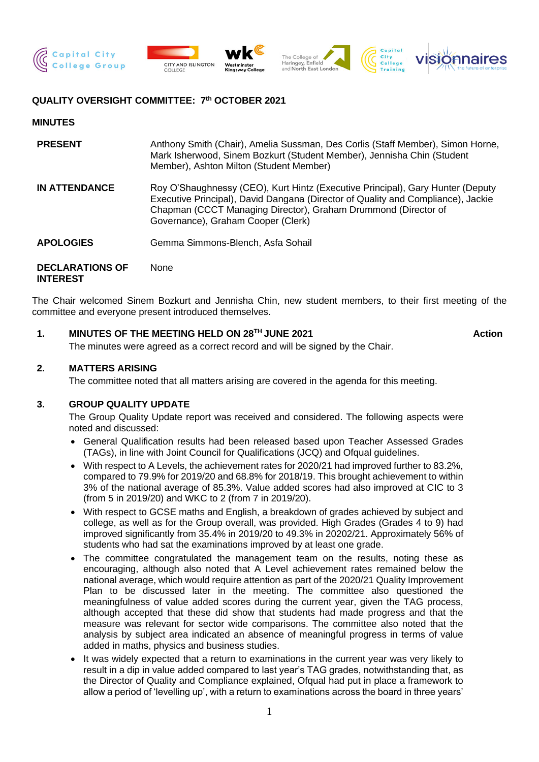## QUALITY OVERSIGHT COMMITTEE: 7th OCTOBER 2021

### MINUTES

| | |
|---|---|
| **PRESENT** | Anthony Smith (Chair), Amelia Sussman, Des Corlis (Staff Member), Simon Horne, Mark Isherwood, Sinem Bozkurt (Student Member), Jennisha Chin (Student Member), Ashton Milton (Student Member) |
| **IN ATTENDANCE** | Roy O'Shaughnessy (CEO), Kurt Hintz (Executive Principal), Gary Hunter (Deputy Executive Principal), David Dangana (Director of Quality and Compliance), Jackie Chapman (CCCT Managing Director), Graham Drummond (Director of Governance), Graham Cooper (Clerk) |
| **APOLOGIES** | Gemma Simmons-Blench, Asfa Sohail |
| **DECLARATIONS OF INTEREST** | None |

The Chair welcomed Sinem Bozkurt and Jennisha Chin, new student members, to their first meeting of the committee and everyone present introduced themselves.

**1. MINUTES OF THE MEETING HELD ON 28TH JUNE 2021** **Action**

The minutes were agreed as a correct record and will be signed by the Chair.

**2. MATTERS ARISING**

The committee noted that all matters arising are covered in the agenda for this meeting.

**3. GROUP QUALITY UPDATE**

The Group Quality Update report was received and considered. The following aspects were noted and discussed:

- General Qualification results had been released based upon Teacher Assessed Grades (TAGs), in line with Joint Council for Qualifications (JCQ) and Ofqual guidelines.
- With respect to A Levels, the achievement rates for 2020/21 had improved further to 83.2%, compared to 79.9% for 2019/20 and 68.8% for 2018/19. This brought achievement to within 3% of the national average of 85.3%. Value added scores had also improved at CIC to 3 (from 5 in 2019/20) and WKC to 2 (from 7 in 2019/20).
- With respect to GCSE maths and English, a breakdown of grades achieved by subject and college, as well as for the Group overall, was provided. High Grades (Grades 4 to 9) had improved significantly from 35.4% in 2019/20 to 49.3% in 20202/21. Approximately 56% of students who had sat the examinations improved by at least one grade.
- The committee congratulated the management team on the results, noting these as encouraging, although also noted that A Level achievement rates remained below the national average, which would require attention as part of the 2020/21 Quality Improvement Plan to be discussed later in the meeting. The committee also questioned the meaningfulness of value added scores during the current year, given the TAG process, although accepted that these did show that students had made progress and that the measure was relevant for sector wide comparisons. The committee also noted that the analysis by subject area indicated an absence of meaningful progress in terms of value added in maths, physics and business studies.
- It was widely expected that a return to examinations in the current year was very likely to result in a dip in value added compared to last year's TAG grades, notwithstanding that, as the Director of Quality and Compliance explained, Ofqual had put in place a framework to allow a period of 'levelling up', with a return to examinations across the board in three years'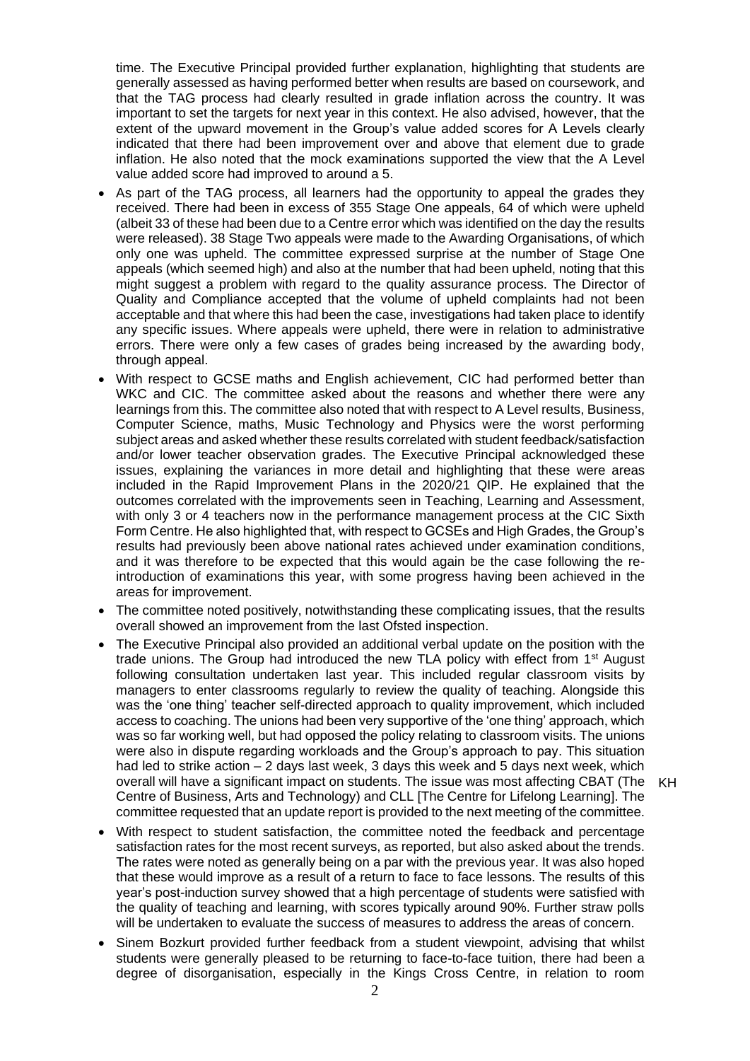time. The Executive Principal provided further explanation, highlighting that students are generally assessed as having performed better when results are based on coursework, and that the TAG process had clearly resulted in grade inflation across the country. It was important to set the targets for next year in this context. He also advised, however, that the extent of the upward movement in the Group's value added scores for A Levels clearly indicated that there had been improvement over and above that element due to grade inflation. He also noted that the mock examinations supported the view that the A Level value added score had improved to around a 5.

- As part of the TAG process, all learners had the opportunity to appeal the grades they received. There had been in excess of 355 Stage One appeals, 64 of which were upheld (albeit 33 of these had been due to a Centre error which was identified on the day the results were released). 38 Stage Two appeals were made to the Awarding Organisations, of which only one was upheld. The committee expressed surprise at the number of Stage One appeals (which seemed high) and also at the number that had been upheld, noting that this might suggest a problem with regard to the quality assurance process. The Director of Quality and Compliance accepted that the volume of upheld complaints had not been acceptable and that where this had been the case, investigations had taken place to identify any specific issues. Where appeals were upheld, there were in relation to administrative errors. There were only a few cases of grades being increased by the awarding body, through appeal.
- With respect to GCSE maths and English achievement, CIC had performed better than WKC and CIC. The committee asked about the reasons and whether there were any learnings from this. The committee also noted that with respect to A Level results, Business, Computer Science, maths, Music Technology and Physics were the worst performing subject areas and asked whether these results correlated with student feedback/satisfaction and/or lower teacher observation grades. The Executive Principal acknowledged these issues, explaining the variances in more detail and highlighting that these were areas included in the Rapid Improvement Plans in the 2020/21 QIP. He explained that the outcomes correlated with the improvements seen in Teaching, Learning and Assessment, with only 3 or 4 teachers now in the performance management process at the CIC Sixth Form Centre. He also highlighted that, with respect to GCSEs and High Grades, the Group's results had previously been above national rates achieved under examination conditions, and it was therefore to be expected that this would again be the case following the re-introduction of examinations this year, with some progress having been achieved in the areas for improvement.
- The committee noted positively, notwithstanding these complicating issues, that the results overall showed an improvement from the last Ofsted inspection.
- The Executive Principal also provided an additional verbal update on the position with the trade unions. The Group had introduced the new TLA policy with effect from 1st August following consultation undertaken last year. This included regular classroom visits by managers to enter classrooms regularly to review the quality of teaching. Alongside this was the 'one thing' teacher self-directed approach to quality improvement, which included access to coaching. The unions had been very supportive of the 'one thing' approach, which was so far working well, but had opposed the policy relating to classroom visits. The unions were also in dispute regarding workloads and the Group's approach to pay. This situation had led to strike action – 2 days last week, 3 days this week and 5 days next week, which overall will have a significant impact on students. The issue was most affecting CBAT (The Centre of Business, Arts and Technology) and CLL [The Centre for Lifelong Learning]. The committee requested that an update report is provided to the next meeting of the committee. **KH**
- With respect to student satisfaction, the committee noted the feedback and percentage satisfaction rates for the most recent surveys, as reported, but also asked about the trends. The rates were noted as generally being on a par with the previous year. It was also hoped that these would improve as a result of a return to face to face lessons. The results of this year's post-induction survey showed that a high percentage of students were satisfied with the quality of teaching and learning, with scores typically around 90%. Further straw polls will be undertaken to evaluate the success of measures to address the areas of concern.
- Sinem Bozkurt provided further feedback from a student viewpoint, advising that whilst students were generally pleased to be returning to face-to-face tuition, there had been a degree of disorganisation, especially in the Kings Cross Centre, in relation to room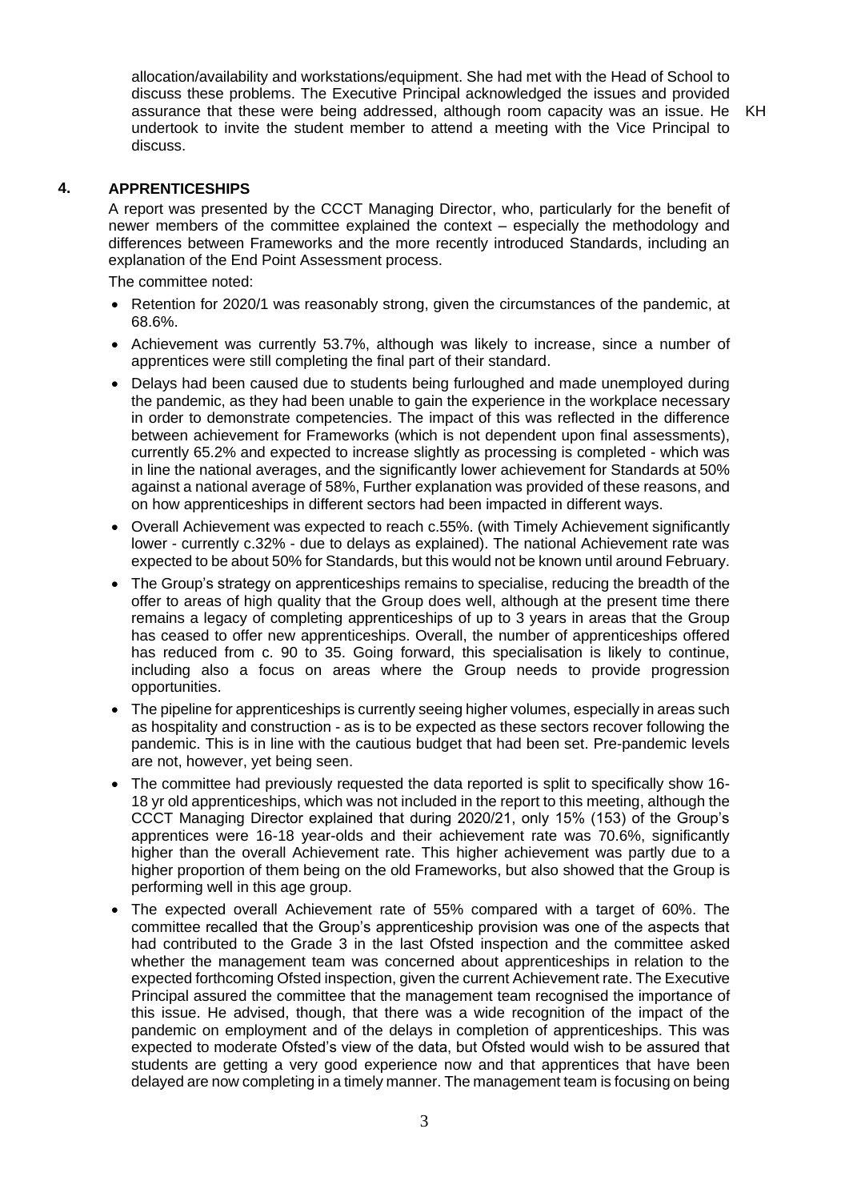allocation/availability and workstations/equipment. She had met with the Head of School to discuss these problems. The Executive Principal acknowledged the issues and provided assurance that these were being addressed, although room capacity was an issue. He undertook to invite the student member to attend a meeting with the Vice Principal to discuss. KH

## 4. APPRENTICESHIPS

A report was presented by the CCCT Managing Director, who, particularly for the benefit of newer members of the committee explained the context – especially the methodology and differences between Frameworks and the more recently introduced Standards, including an explanation of the End Point Assessment process.

The committee noted:

- Retention for 2020/1 was reasonably strong, given the circumstances of the pandemic, at 68.6%.
- Achievement was currently 53.7%, although was likely to increase, since a number of apprentices were still completing the final part of their standard.
- Delays had been caused due to students being furloughed and made unemployed during the pandemic, as they had been unable to gain the experience in the workplace necessary in order to demonstrate competencies. The impact of this was reflected in the difference between achievement for Frameworks (which is not dependent upon final assessments), currently 65.2% and expected to increase slightly as processing is completed - which was in line the national averages, and the significantly lower achievement for Standards at 50% against a national average of 58%, Further explanation was provided of these reasons, and on how apprenticeships in different sectors had been impacted in different ways.
- Overall Achievement was expected to reach c.55%. (with Timely Achievement significantly lower - currently c.32% - due to delays as explained). The national Achievement rate was expected to be about 50% for Standards, but this would not be known until around February.
- The Group's strategy on apprenticeships remains to specialise, reducing the breadth of the offer to areas of high quality that the Group does well, although at the present time there remains a legacy of completing apprenticeships of up to 3 years in areas that the Group has ceased to offer new apprenticeships. Overall, the number of apprenticeships offered has reduced from c. 90 to 35. Going forward, this specialisation is likely to continue, including also a focus on areas where the Group needs to provide progression opportunities.
- The pipeline for apprenticeships is currently seeing higher volumes, especially in areas such as hospitality and construction - as is to be expected as these sectors recover following the pandemic. This is in line with the cautious budget that had been set. Pre-pandemic levels are not, however, yet being seen.
- The committee had previously requested the data reported is split to specifically show 16-18 yr old apprenticeships, which was not included in the report to this meeting, although the CCCT Managing Director explained that during 2020/21, only 15% (153) of the Group's apprentices were 16-18 year-olds and their achievement rate was 70.6%, significantly higher than the overall Achievement rate. This higher achievement was partly due to a higher proportion of them being on the old Frameworks, but also showed that the Group is performing well in this age group.
- The expected overall Achievement rate of 55% compared with a target of 60%. The committee recalled that the Group's apprenticeship provision was one of the aspects that had contributed to the Grade 3 in the last Ofsted inspection and the committee asked whether the management team was concerned about apprenticeships in relation to the expected forthcoming Ofsted inspection, given the current Achievement rate. The Executive Principal assured the committee that the management team recognised the importance of this issue. He advised, though, that there was a wide recognition of the impact of the pandemic on employment and of the delays in completion of apprenticeships. This was expected to moderate Ofsted's view of the data, but Ofsted would wish to be assured that students are getting a very good experience now and that apprentices that have been delayed are now completing in a timely manner. The management team is focusing on being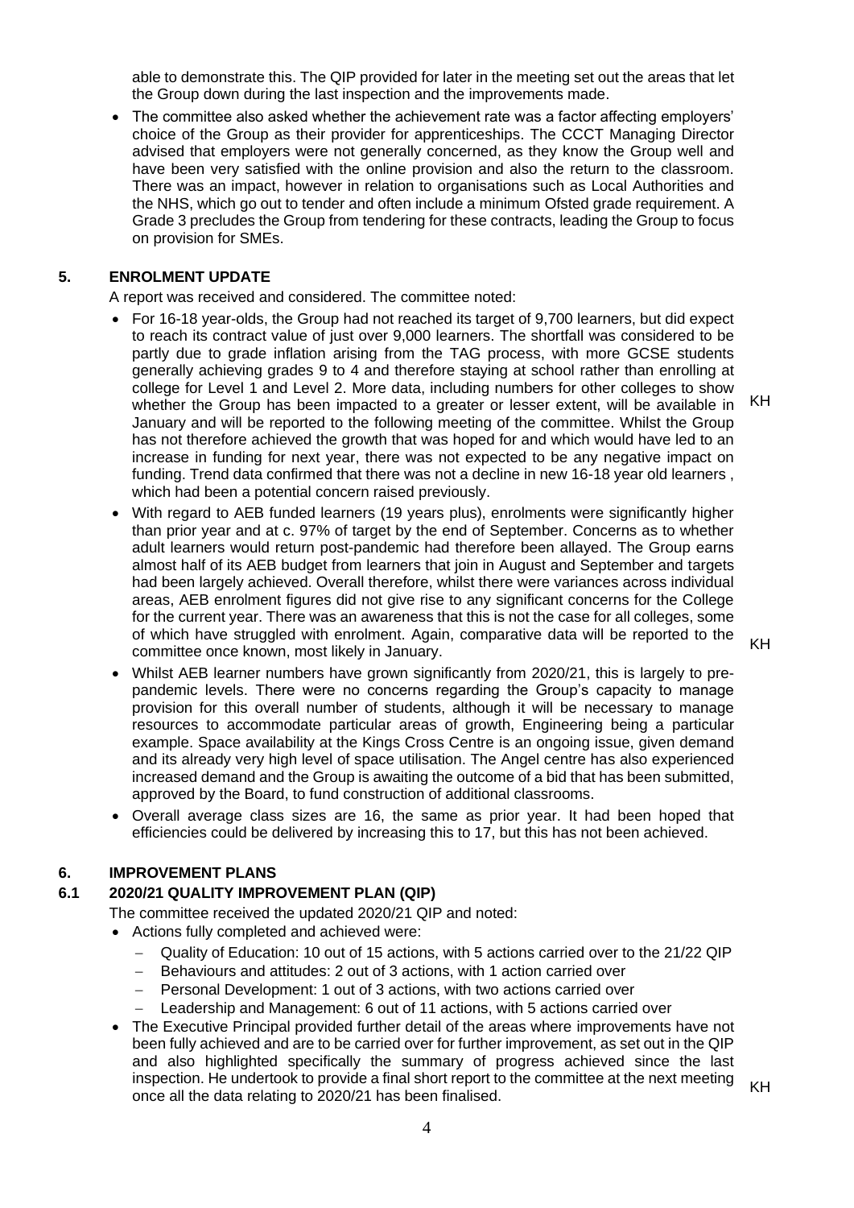able to demonstrate this. The QIP provided for later in the meeting set out the areas that let the Group down during the last inspection and the improvements made.

- The committee also asked whether the achievement rate was a factor affecting employers' choice of the Group as their provider for apprenticeships. The CCCT Managing Director advised that employers were not generally concerned, as they know the Group well and have been very satisfied with the online provision and also the return to the classroom. There was an impact, however in relation to organisations such as Local Authorities and the NHS, which go out to tender and often include a minimum Ofsted grade requirement. A Grade 3 precludes the Group from tendering for these contracts, leading the Group to focus on provision for SMEs.

## 5. ENROLMENT UPDATE

A report was received and considered. The committee noted:

- For 16-18 year-olds, the Group had not reached its target of 9,700 learners, but did expect to reach its contract value of just over 9,000 learners. The shortfall was considered to be partly due to grade inflation arising from the TAG process, with more GCSE students generally achieving grades 9 to 4 and therefore staying at school rather than enrolling at college for Level 1 and Level 2. More data, including numbers for other colleges to show whether the Group has been impacted to a greater or lesser extent, will be available in January and will be reported to the following meeting of the committee. Whilst the Group has not therefore achieved the growth that was hoped for and which would have led to an increase in funding for next year, there was not expected to be any negative impact on funding. Trend data confirmed that there was not a decline in new 16-18 year old learners , which had been a potential concern raised previously. **KH**
- With regard to AEB funded learners (19 years plus), enrolments were significantly higher than prior year and at c. 97% of target by the end of September. Concerns as to whether adult learners would return post-pandemic had therefore been allayed. The Group earns almost half of its AEB budget from learners that join in August and September and targets had been largely achieved. Overall therefore, whilst there were variances across individual areas, AEB enrolment figures did not give rise to any significant concerns for the College for the current year. There was an awareness that this is not the case for all colleges, some of which have struggled with enrolment. Again, comparative data will be reported to the committee once known, most likely in January. **KH**
- Whilst AEB learner numbers have grown significantly from 2020/21, this is largely to pre-pandemic levels. There were no concerns regarding the Group's capacity to manage provision for this overall number of students, although it will be necessary to manage resources to accommodate particular areas of growth, Engineering being a particular example. Space availability at the Kings Cross Centre is an ongoing issue, given demand and its already very high level of space utilisation. The Angel centre has also experienced increased demand and the Group is awaiting the outcome of a bid that has been submitted, approved by the Board, to fund construction of additional classrooms.
- Overall average class sizes are 16, the same as prior year. It had been hoped that efficiencies could be delivered by increasing this to 17, but this has not been achieved.

## 6. IMPROVEMENT PLANS

### 6.1 2020/21 QUALITY IMPROVEMENT PLAN (QIP)

The committee received the updated 2020/21 QIP and noted:

- Actions fully completed and achieved were:
  - Quality of Education: 10 out of 15 actions, with 5 actions carried over to the 21/22 QIP
  - Behaviours and attitudes: 2 out of 3 actions, with 1 action carried over
  - Personal Development: 1 out of 3 actions, with two actions carried over
  - Leadership and Management: 6 out of 11 actions, with 5 actions carried over
- The Executive Principal provided further detail of the areas where improvements have not been fully achieved and are to be carried over for further improvement, as set out in the QIP and also highlighted specifically the summary of progress achieved since the last inspection. He undertook to provide a final short report to the committee at the next meeting once all the data relating to 2020/21 has been finalised. **KH**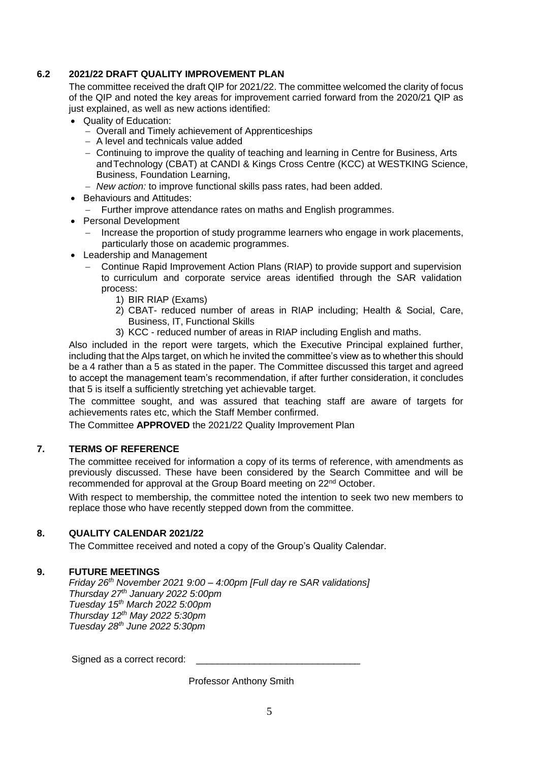## 6.2 2021/22 DRAFT QUALITY IMPROVEMENT PLAN

The committee received the draft QIP for 2021/22. The committee welcomed the clarity of focus of the QIP and noted the key areas for improvement carried forward from the 2020/21 QIP as just explained, as well as new actions identified:

- Quality of Education:
  - Overall and Timely achievement of Apprenticeships
  - A level and technicals value added
  - Continuing to improve the quality of teaching and learning in Centre for Business, Arts and Technology (CBAT) at CANDI & Kings Cross Centre (KCC) at WESTKING Science, Business, Foundation Learning,
  - *New action:* to improve functional skills pass rates, had been added.
- Behaviours and Attitudes:
  - Further improve attendance rates on maths and English programmes.
- Personal Development
  - Increase the proportion of study programme learners who engage in work placements, particularly those on academic programmes.
- Leadership and Management
  - Continue Rapid Improvement Action Plans (RIAP) to provide support and supervision to curriculum and corporate service areas identified through the SAR validation process:
    1) BIR RIAP (Exams)
    2) CBAT- reduced number of areas in RIAP including; Health & Social, Care, Business, IT, Functional Skills
    3) KCC - reduced number of areas in RIAP including English and maths.

Also included in the report were targets, which the Executive Principal explained further, including that the Alps target, on which he invited the committee's view as to whether this should be a 4 rather than a 5 as stated in the paper. The Committee discussed this target and agreed to accept the management team's recommendation, if after further consideration, it concludes that 5 is itself a sufficiently stretching yet achievable target.

The committee sought, and was assured that teaching staff are aware of targets for achievements rates etc, which the Staff Member confirmed.

The Committee **APPROVED** the 2021/22 Quality Improvement Plan

## 7. TERMS OF REFERENCE

The committee received for information a copy of its terms of reference, with amendments as previously discussed. These have been considered by the Search Committee and will be recommended for approval at the Group Board meeting on 22nd October.

With respect to membership, the committee noted the intention to seek two new members to replace those who have recently stepped down from the committee.

## 8. QUALITY CALENDAR 2021/22

The Committee received and noted a copy of the Group's Quality Calendar.

## 9. FUTURE MEETINGS

*Friday 26th November 2021 9:00 – 4:00pm [Full day re SAR validations]*
*Thursday 27th January 2022 5:00pm*
*Tuesday 15th March 2022 5:00pm*
*Thursday 12th May 2022 5:30pm*
*Tuesday 28th June 2022 5:30pm*

Signed as a correct record: \_\_\_\_\_\_\_\_\_\_\_\_\_\_\_\_\_\_\_\_\_\_\_\_\_\_\_\_\_\_\_

Professor Anthony Smith